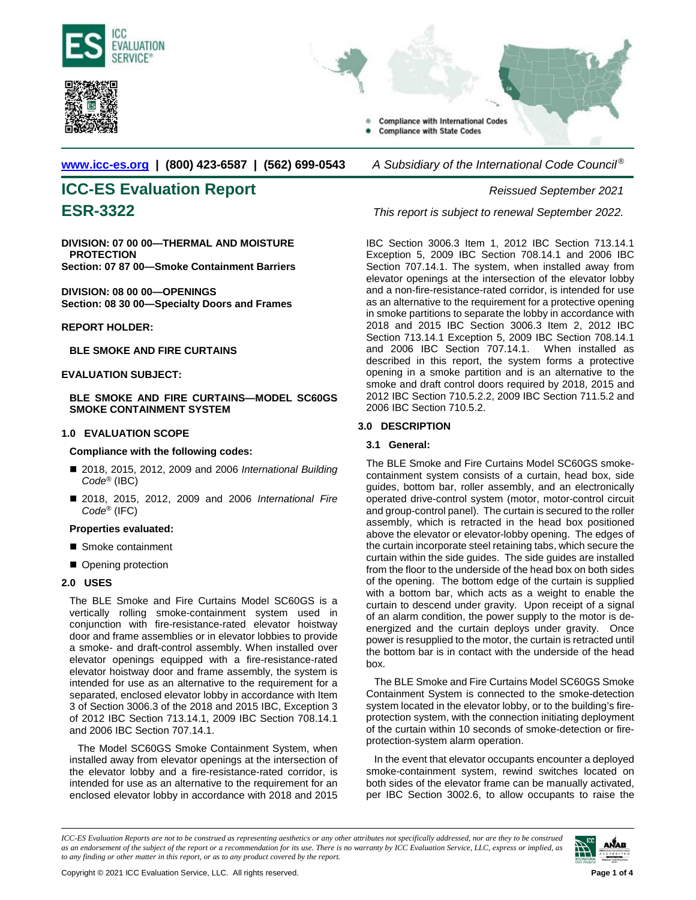www.icc-es.org | (800) 423-6587 | (562) 699-0543 *A Subsidiary of the International Code Council®*

# ICC-ES Evaluation Report

## ESR-3322

*Reissued September 2021*

*This report is subject to renewal September 2022.*

**DIVISION: 07 00 00—THERMAL AND MOISTURE PROTECTION**
**Section: 07 87 00—Smoke Containment Barriers**

**DIVISION: 08 00 00—OPENINGS**
**Section: 08 30 00—Specialty Doors and Frames**

**REPORT HOLDER:**

**BLE SMOKE AND FIRE CURTAINS**

**EVALUATION SUBJECT:**

**BLE SMOKE AND FIRE CURTAINS—MODEL SC60GS SMOKE CONTAINMENT SYSTEM**

### 1.0 EVALUATION SCOPE

**Compliance with the following codes:**

- 2018, 2015, 2012, 2009 and 2006 *International Building Code®* (IBC)
- 2018, 2015, 2012, 2009 and 2006 *International Fire Code®* (IFC)

**Properties evaluated:**

- Smoke containment
- Opening protection

### 2.0 USES

The BLE Smoke and Fire Curtains Model SC60GS is a vertically rolling smoke-containment system used in conjunction with fire-resistance-rated elevator hoistway door and frame assemblies or in elevator lobbies to provide a smoke- and draft-control assembly. When installed over elevator openings equipped with a fire-resistance-rated elevator hoistway door and frame assembly, the system is intended for use as an alternative to the requirement for a separated, enclosed elevator lobby in accordance with Item 3 of Section 3006.3 of the 2018 and 2015 IBC, Exception 3 of 2012 IBC Section 713.14.1, 2009 IBC Section 708.14.1 and 2006 IBC Section 707.14.1.

The Model SC60GS Smoke Containment System, when installed away from elevator openings at the intersection of the elevator lobby and a fire-resistance-rated corridor, is intended for use as an alternative to the requirement for an enclosed elevator lobby in accordance with 2018 and 2015 IBC Section 3006.3 Item 1, 2012 IBC Section 713.14.1 Exception 5, 2009 IBC Section 708.14.1 and 2006 IBC Section 707.14.1. The system, when installed away from elevator openings at the intersection of the elevator lobby and a non-fire-resistance-rated corridor, is intended for use as an alternative to the requirement for a protective opening in smoke partitions to separate the lobby in accordance with 2018 and 2015 IBC Section 3006.3 Item 2, 2012 IBC Section 713.14.1 Exception 5, 2009 IBC Section 708.14.1 and 2006 IBC Section 707.14.1. When installed as described in this report, the system forms a protective opening in a smoke partition and is an alternative to the smoke and draft control doors required by 2018, 2015 and 2012 IBC Section 710.5.2.2, 2009 IBC Section 711.5.2 and 2006 IBC Section 710.5.2.

### 3.0 DESCRIPTION

#### 3.1 General:

The BLE Smoke and Fire Curtains Model SC60GS smoke-containment system consists of a curtain, head box, side guides, bottom bar, roller assembly, and an electronically operated drive-control system (motor, motor-control circuit and group-control panel). The curtain is secured to the roller assembly, which is retracted in the head box positioned above the elevator or elevator-lobby opening. The edges of the curtain incorporate steel retaining tabs, which secure the curtain within the side guides. The side guides are installed from the floor to the underside of the head box on both sides of the opening. The bottom edge of the curtain is supplied with a bottom bar, which acts as a weight to enable the curtain to descend under gravity. Upon receipt of a signal of an alarm condition, the power supply to the motor is de-energized and the curtain deploys under gravity. Once power is resupplied to the motor, the curtain is retracted until the bottom bar is in contact with the underside of the head box.

The BLE Smoke and Fire Curtains Model SC60GS Smoke Containment System is connected to the smoke-detection system located in the elevator lobby, or to the building's fire-protection system, with the connection initiating deployment of the curtain within 10 seconds of smoke-detection or fire-protection-system alarm operation.

In the event that elevator occupants encounter a deployed smoke-containment system, rewind switches located on both sides of the elevator frame can be manually activated, per IBC Section 3002.6, to allow occupants to raise the

*ICC-ES Evaluation Reports are not to be construed as representing aesthetics or any other attributes not specifically addressed, nor are they to be construed as an endorsement of the subject of the report or a recommendation for its use. There is no warranty by ICC Evaluation Service, LLC, express or implied, as to any finding or other matter in this report, or as to any product covered by the report.*

Copyright © 2021 ICC Evaluation Service, LLC. All rights reserved.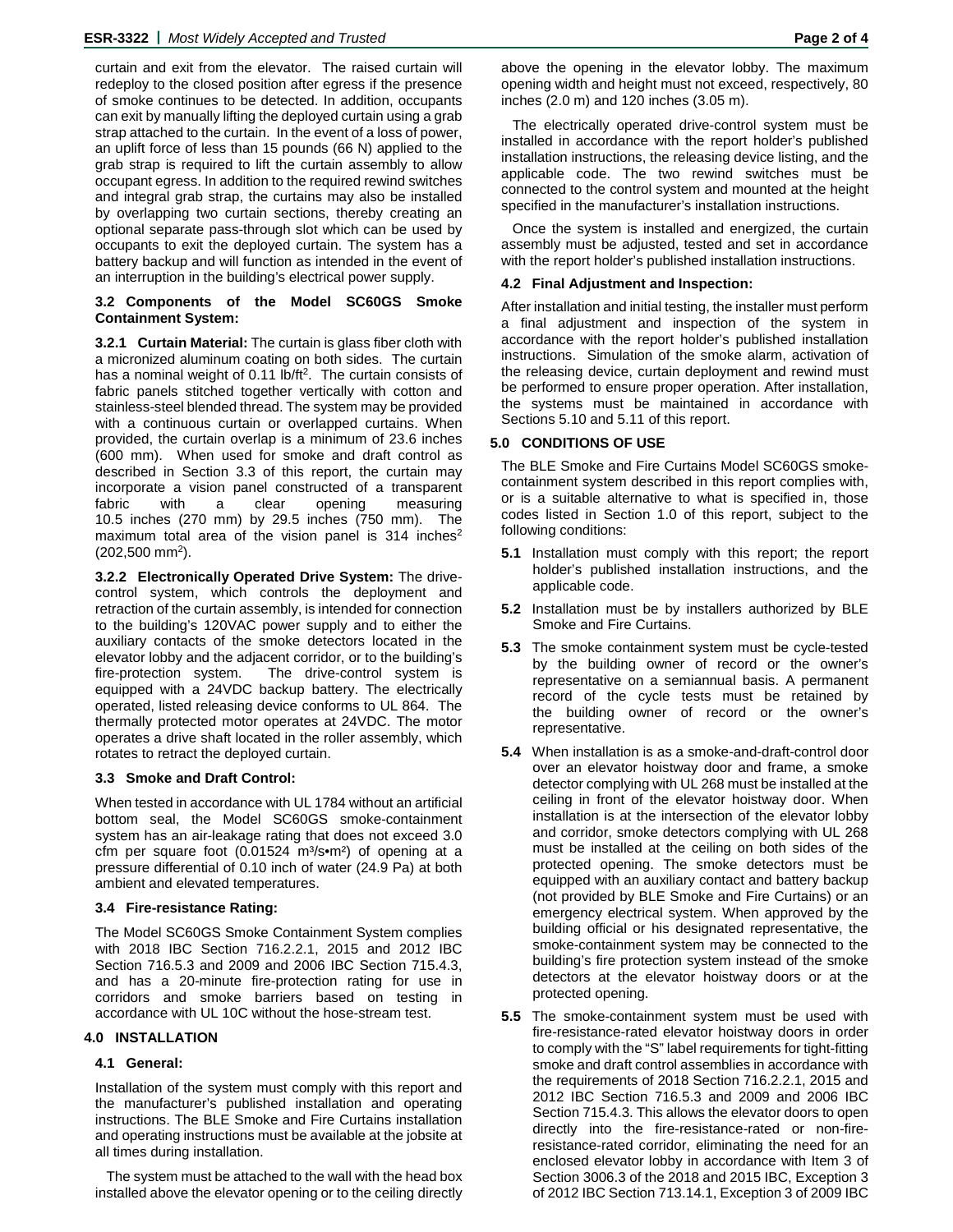curtain and exit from the elevator. The raised curtain will redeploy to the closed position after egress if the presence of smoke continues to be detected. In addition, occupants can exit by manually lifting the deployed curtain using a grab strap attached to the curtain. In the event of a loss of power, an uplift force of less than 15 pounds (66 N) applied to the grab strap is required to lift the curtain assembly to allow occupant egress. In addition to the required rewind switches and integral grab strap, the curtains may also be installed by overlapping two curtain sections, thereby creating an optional separate pass-through slot which can be used by occupants to exit the deployed curtain. The system has a battery backup and will function as intended in the event of an interruption in the building's electrical power supply.

### 3.2 Components of the Model SC60GS Smoke Containment System:

**3.2.1 Curtain Material:** The curtain is glass fiber cloth with a micronized aluminum coating on both sides. The curtain has a nominal weight of 0.11 lb/ft$^2$. The curtain consists of fabric panels stitched together vertically with cotton and stainless-steel blended thread. The system may be provided with a continuous curtain or overlapped curtains. When provided, the curtain overlap is a minimum of 23.6 inches (600 mm). When used for smoke and draft control as described in Section 3.3 of this report, the curtain may incorporate a vision panel constructed of a transparent fabric with a clear opening measuring 10.5 inches (270 mm) by 29.5 inches (750 mm). The maximum total area of the vision panel is 314 inches$^2$ (202,500 mm$^2$).

**3.2.2 Electronically Operated Drive System:** The drive-control system, which controls the deployment and retraction of the curtain assembly, is intended for connection to the building's 120VAC power supply and to either the auxiliary contacts of the smoke detectors located in the elevator lobby and the adjacent corridor, or to the building's fire-protection system. The drive-control system is equipped with a 24VDC backup battery. The electrically operated, listed releasing device conforms to UL 864. The thermally protected motor operates at 24VDC. The motor operates a drive shaft located in the roller assembly, which rotates to retract the deployed curtain.

### 3.3 Smoke and Draft Control:

When tested in accordance with UL 1784 without an artificial bottom seal, the Model SC60GS smoke-containment system has an air-leakage rating that does not exceed 3.0 cfm per square foot (0.01524 m$^3$/s•m$^2$) of opening at a pressure differential of 0.10 inch of water (24.9 Pa) at both ambient and elevated temperatures.

### 3.4 Fire-resistance Rating:

The Model SC60GS Smoke Containment System complies with 2018 IBC Section 716.2.2.1, 2015 and 2012 IBC Section 716.5.3 and 2009 and 2006 IBC Section 715.4.3, and has a 20-minute fire-protection rating for use in corridors and smoke barriers based on testing in accordance with UL 10C without the hose-stream test.

## 4.0 INSTALLATION

### 4.1 General:

Installation of the system must comply with this report and the manufacturer's published installation and operating instructions. The BLE Smoke and Fire Curtains installation and operating instructions must be available at the jobsite at all times during installation.

The system must be attached to the wall with the head box installed above the elevator opening or to the ceiling directly above the opening in the elevator lobby. The maximum opening width and height must not exceed, respectively, 80 inches (2.0 m) and 120 inches (3.05 m).

The electrically operated drive-control system must be installed in accordance with the report holder's published installation instructions, the releasing device listing, and the applicable code. The two rewind switches must be connected to the control system and mounted at the height specified in the manufacturer's installation instructions.

Once the system is installed and energized, the curtain assembly must be adjusted, tested and set in accordance with the report holder's published installation instructions.

### 4.2 Final Adjustment and Inspection:

After installation and initial testing, the installer must perform a final adjustment and inspection of the system in accordance with the report holder's published installation instructions. Simulation of the smoke alarm, activation of the releasing device, curtain deployment and rewind must be performed to ensure proper operation. After installation, the systems must be maintained in accordance with Sections 5.10 and 5.11 of this report.

## 5.0 CONDITIONS OF USE

The BLE Smoke and Fire Curtains Model SC60GS smoke-containment system described in this report complies with, or is a suitable alternative to what is specified in, those codes listed in Section 1.0 of this report, subject to the following conditions:

**5.1** Installation must comply with this report; the report holder's published installation instructions, and the applicable code.

**5.2** Installation must be by installers authorized by BLE Smoke and Fire Curtains.

**5.3** The smoke containment system must be cycle-tested by the building owner of record or the owner's representative on a semiannual basis. A permanent record of the cycle tests must be retained by the building owner of record or the owner's representative.

**5.4** When installation is as a smoke-and-draft-control door over an elevator hoistway door and frame, a smoke detector complying with UL 268 must be installed at the ceiling in front of the elevator hoistway door. When installation is at the intersection of the elevator lobby and corridor, smoke detectors complying with UL 268 must be installed at the ceiling on both sides of the protected opening. The smoke detectors must be equipped with an auxiliary contact and battery backup (not provided by BLE Smoke and Fire Curtains) or an emergency electrical system. When approved by the building official or his designated representative, the smoke-containment system may be connected to the building's fire protection system instead of the smoke detectors at the elevator hoistway doors or at the protected opening.

**5.5** The smoke-containment system must be used with fire-resistance-rated elevator hoistway doors in order to comply with the "S" label requirements for tight-fitting smoke and draft control assemblies in accordance with the requirements of 2018 Section 716.2.2.1, 2015 and 2012 IBC Section 716.5.3 and 2009 and 2006 IBC Section 715.4.3. This allows the elevator doors to open directly into the fire-resistance-rated or non-fire-resistance-rated corridor, eliminating the need for an enclosed elevator lobby in accordance with Item 3 of Section 3006.3 of the 2018 and 2015 IBC, Exception 3 of 2012 IBC Section 713.14.1, Exception 3 of 2009 IBC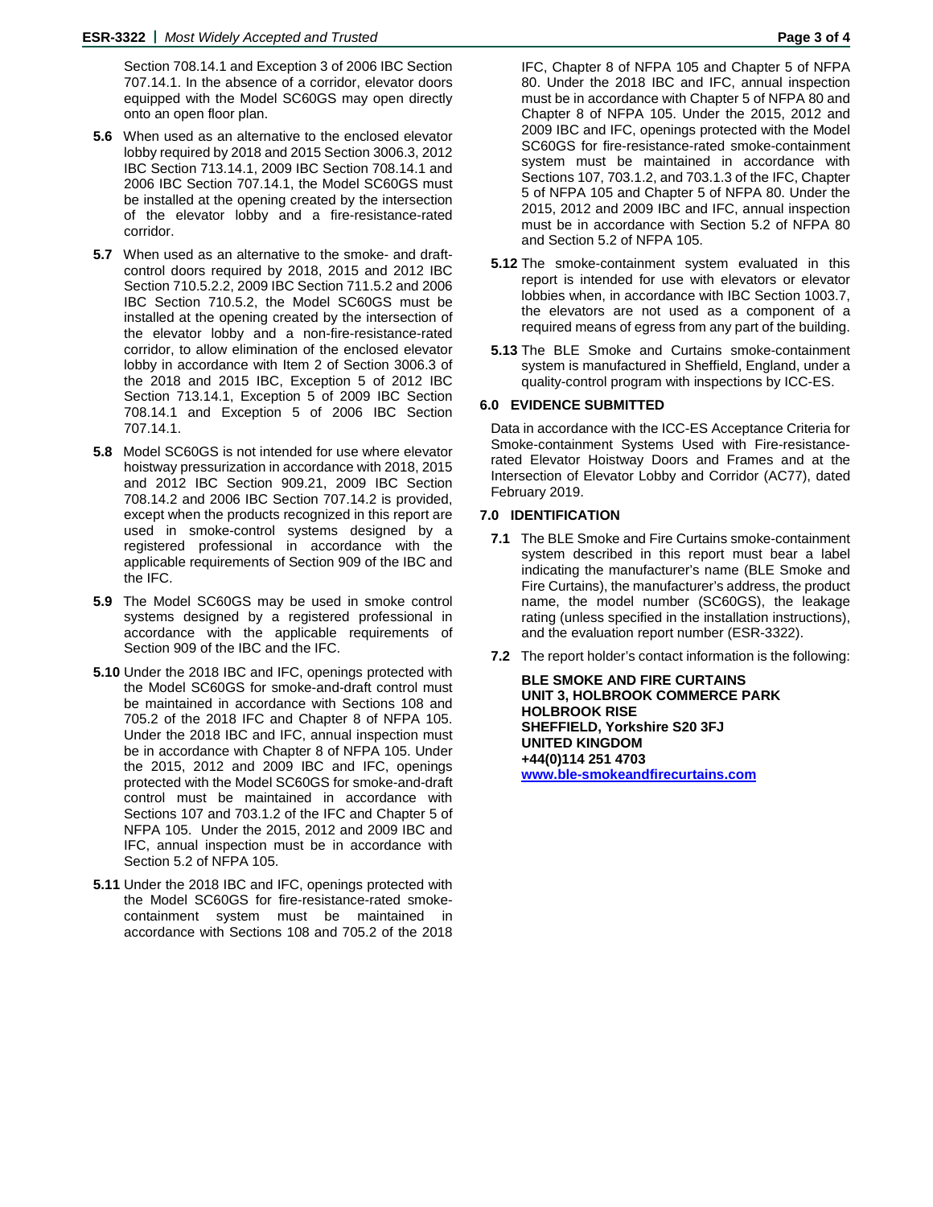Section 708.14.1 and Exception 3 of 2006 IBC Section 707.14.1. In the absence of a corridor, elevator doors equipped with the Model SC60GS may open directly onto an open floor plan.

**5.6** When used as an alternative to the enclosed elevator lobby required by 2018 and 2015 Section 3006.3, 2012 IBC Section 713.14.1, 2009 IBC Section 708.14.1 and 2006 IBC Section 707.14.1, the Model SC60GS must be installed at the opening created by the intersection of the elevator lobby and a fire-resistance-rated corridor.

**5.7** When used as an alternative to the smoke- and draft-control doors required by 2018, 2015 and 2012 IBC Section 710.5.2.2, 2009 IBC Section 711.5.2 and 2006 IBC Section 710.5.2, the Model SC60GS must be installed at the opening created by the intersection of the elevator lobby and a non-fire-resistance-rated corridor, to allow elimination of the enclosed elevator lobby in accordance with Item 2 of Section 3006.3 of the 2018 and 2015 IBC, Exception 5 of 2012 IBC Section 713.14.1, Exception 5 of 2009 IBC Section 708.14.1 and Exception 5 of 2006 IBC Section 707.14.1.

**5.8** Model SC60GS is not intended for use where elevator hoistway pressurization in accordance with 2018, 2015 and 2012 IBC Section 909.21, 2009 IBC Section 708.14.2 and 2006 IBC Section 707.14.2 is provided, except when the products recognized in this report are used in smoke-control systems designed by a registered professional in accordance with the applicable requirements of Section 909 of the IBC and the IFC.

**5.9** The Model SC60GS may be used in smoke control systems designed by a registered professional in accordance with the applicable requirements of Section 909 of the IBC and the IFC.

**5.10** Under the 2018 IBC and IFC, openings protected with the Model SC60GS for smoke-and-draft control must be maintained in accordance with Sections 108 and 705.2 of the 2018 IFC and Chapter 8 of NFPA 105. Under the 2018 IBC and IFC, annual inspection must be in accordance with Chapter 8 of NFPA 105. Under the 2015, 2012 and 2009 IBC and IFC, openings protected with the Model SC60GS for smoke-and-draft control must be maintained in accordance with Sections 107 and 703.1.2 of the IFC and Chapter 5 of NFPA 105. Under the 2015, 2012 and 2009 IBC and IFC, annual inspection must be in accordance with Section 5.2 of NFPA 105.

**5.11** Under the 2018 IBC and IFC, openings protected with the Model SC60GS for fire-resistance-rated smoke-containment system must be maintained in accordance with Sections 108 and 705.2 of the 2018 IFC, Chapter 8 of NFPA 105 and Chapter 5 of NFPA 80. Under the 2018 IBC and IFC, annual inspection must be in accordance with Chapter 5 of NFPA 80 and Chapter 8 of NFPA 105. Under the 2015, 2012 and 2009 IBC and IFC, openings protected with the Model SC60GS for fire-resistance-rated smoke-containment system must be maintained in accordance with Sections 107, 703.1.2, and 703.1.3 of the IFC, Chapter 5 of NFPA 105 and Chapter 5 of NFPA 80. Under the 2015, 2012 and 2009 IBC and IFC, annual inspection must be in accordance with Section 5.2 of NFPA 80 and Section 5.2 of NFPA 105.

**5.12** The smoke-containment system evaluated in this report is intended for use with elevators or elevator lobbies when, in accordance with IBC Section 1003.7, the elevators are not used as a component of a required means of egress from any part of the building.

**5.13** The BLE Smoke and Curtains smoke-containment system is manufactured in Sheffield, England, under a quality-control program with inspections by ICC-ES.

## 6.0 EVIDENCE SUBMITTED

Data in accordance with the ICC-ES Acceptance Criteria for Smoke-containment Systems Used with Fire-resistance-rated Elevator Hoistway Doors and Frames and at the Intersection of Elevator Lobby and Corridor (AC77), dated February 2019.

## 7.0 IDENTIFICATION

**7.1** The BLE Smoke and Fire Curtains smoke-containment system described in this report must bear a label indicating the manufacturer's name (BLE Smoke and Fire Curtains), the manufacturer's address, the product name, the model number (SC60GS), the leakage rating (unless specified in the installation instructions), and the evaluation report number (ESR-3322).

**7.2** The report holder's contact information is the following:

**BLE SMOKE AND FIRE CURTAINS**
**UNIT 3, HOLBROOK COMMERCE PARK**
**HOLBROOK RISE**
**SHEFFIELD, Yorkshire S20 3FJ**
**UNITED KINGDOM**
**+44(0)114 251 4703**
**www.ble-smokeandfirecurtains.com**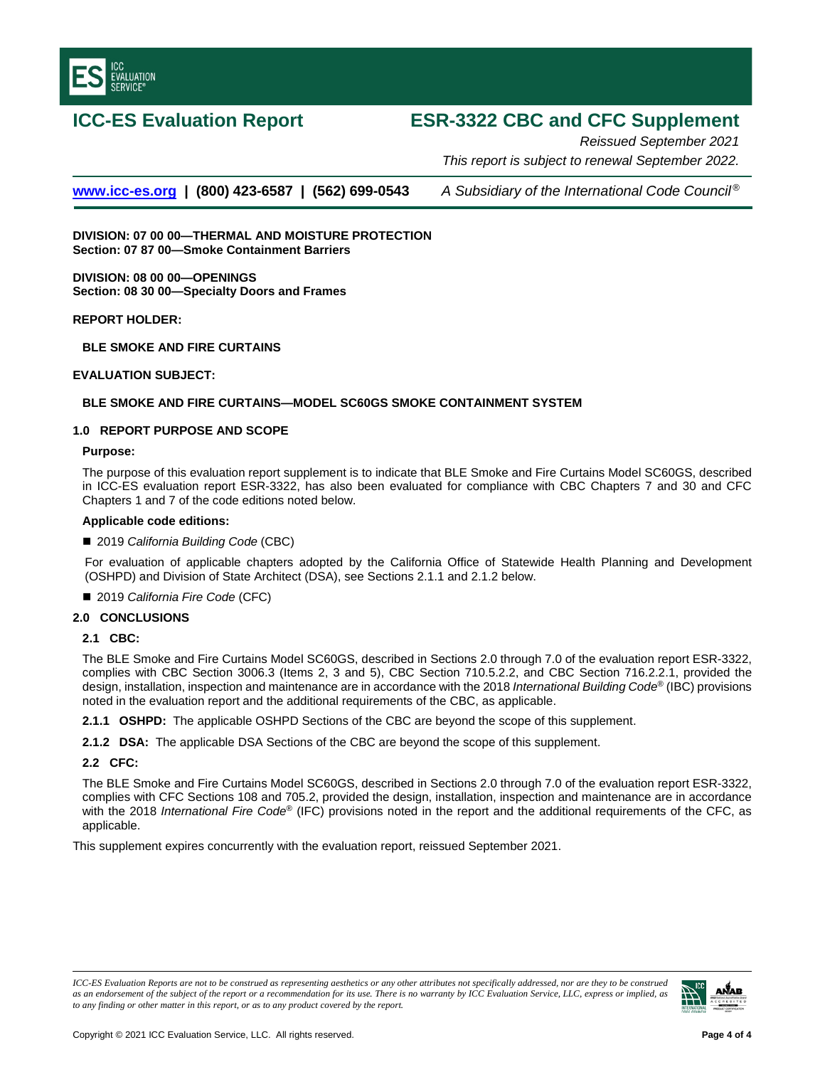# ICC-ES Evaluation Report

# ESR-3322 CBC and CFC Supplement

*Reissued September 2021*

*This report is subject to renewal September 2022.*

**www.icc-es.org | (800) 423-6587 | (562) 699-0543** *A Subsidiary of the International Code Council®*

**DIVISION: 07 00 00—THERMAL AND MOISTURE PROTECTION**
**Section: 07 87 00—Smoke Containment Barriers**

**DIVISION: 08 00 00—OPENINGS**
**Section: 08 30 00—Specialty Doors and Frames**

**REPORT HOLDER:**

**BLE SMOKE AND FIRE CURTAINS**

**EVALUATION SUBJECT:**

**BLE SMOKE AND FIRE CURTAINS—MODEL SC60GS SMOKE CONTAINMENT SYSTEM**

## 1.0 REPORT PURPOSE AND SCOPE

**Purpose:**

The purpose of this evaluation report supplement is to indicate that BLE Smoke and Fire Curtains Model SC60GS, described in ICC-ES evaluation report ESR-3322, has also been evaluated for compliance with CBC Chapters 7 and 30 and CFC Chapters 1 and 7 of the code editions noted below.

**Applicable code editions:**

- 2019 *California Building Code* (CBC)

For evaluation of applicable chapters adopted by the California Office of Statewide Health Planning and Development (OSHPD) and Division of State Architect (DSA), see Sections 2.1.1 and 2.1.2 below.

- 2019 *California Fire Code* (CFC)

## 2.0 CONCLUSIONS

### 2.1 CBC:

The BLE Smoke and Fire Curtains Model SC60GS, described in Sections 2.0 through 7.0 of the evaluation report ESR-3322, complies with CBC Section 3006.3 (Items 2, 3 and 5), CBC Section 710.5.2.2, and CBC Section 716.2.2.1, provided the design, installation, inspection and maintenance are in accordance with the 2018 *International Building Code®* (IBC) provisions noted in the evaluation report and the additional requirements of the CBC, as applicable.

**2.1.1 OSHPD:** The applicable OSHPD Sections of the CBC are beyond the scope of this supplement.

**2.1.2 DSA:** The applicable DSA Sections of the CBC are beyond the scope of this supplement.

### 2.2 CFC:

The BLE Smoke and Fire Curtains Model SC60GS, described in Sections 2.0 through 7.0 of the evaluation report ESR-3322, complies with CFC Sections 108 and 705.2, provided the design, installation, inspection and maintenance are in accordance with the 2018 *International Fire Code®* (IFC) provisions noted in the report and the additional requirements of the CFC, as applicable.

This supplement expires concurrently with the evaluation report, reissued September 2021.

*ICC-ES Evaluation Reports are not to be construed as representing aesthetics or any other attributes not specifically addressed, nor are they to be construed as an endorsement of the subject of the report or a recommendation for its use. There is no warranty by ICC Evaluation Service, LLC, express or implied, as to any finding or other matter in this report, or as to any product covered by the report.*

Copyright © 2021 ICC Evaluation Service, LLC. All rights reserved.